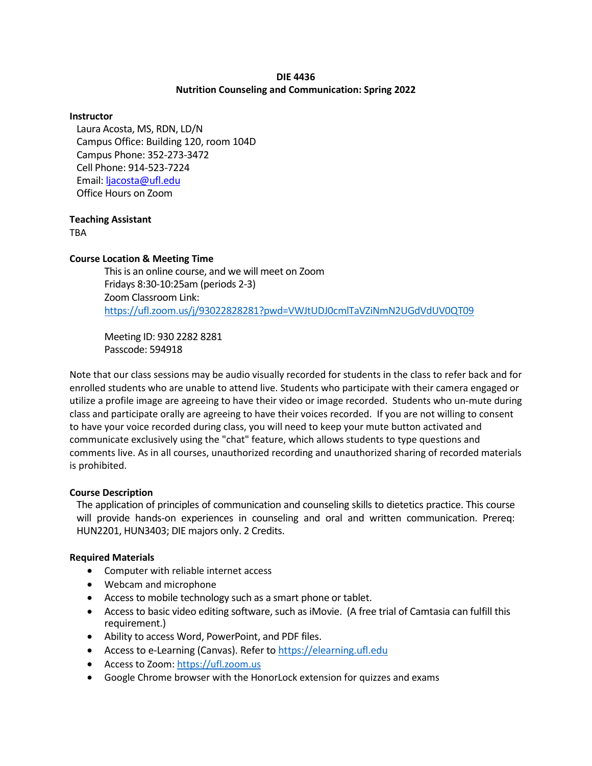**DIE 4436**

**Nutrition Counseling and Communication: Spring 2022**

**Instructor**

Laura Acosta, MS, RDN, LD/N
Campus Office: Building 120, room 104D
Campus Phone: 352-273-3472
Cell Phone: 914-523-7224
Email: [ljacosta@ufl.edu](mailto:ljacosta@ufl.edu)
Office Hours on Zoom

**Teaching Assistant**

TBA

**Course Location & Meeting Time**

This is an online course, and we will meet on Zoom
Fridays 8:30-10:25am (periods 2-3)
Zoom Classroom Link:
https://ufl.zoom.us/j/93022828281?pwd=VWJtUDJ0cmlTaVZiNmN2UGdVdUV0QT09

Meeting ID: 930 2282 8281
Passcode: 594918

Note that our class sessions may be audio visually recorded for students in the class to refer back and for enrolled students who are unable to attend live. Students who participate with their camera engaged or utilize a profile image are agreeing to have their video or image recorded. Students who un-mute during class and participate orally are agreeing to have their voices recorded. If you are not willing to consent to have your voice recorded during class, you will need to keep your mute button activated and communicate exclusively using the "chat" feature, which allows students to type questions and comments live. As in all courses, unauthorized recording and unauthorized sharing of recorded materials is prohibited.

**Course Description**

The application of principles of communication and counseling skills to dietetics practice. This course will provide hands-on experiences in counseling and oral and written communication. Prereq: HUN2201, HUN3403; DIE majors only. 2 Credits.

**Required Materials**

- Computer with reliable internet access
- Webcam and microphone
- Access to mobile technology such as a smart phone or tablet.
- Access to basic video editing software, such as iMovie. (A free trial of Camtasia can fulfill this requirement.)
- Ability to access Word, PowerPoint, and PDF files.
- Access to e-Learning (Canvas). Refer to https://elearning.ufl.edu
- Access to Zoom: https://ufl.zoom.us
- Google Chrome browser with the HonorLock extension for quizzes and exams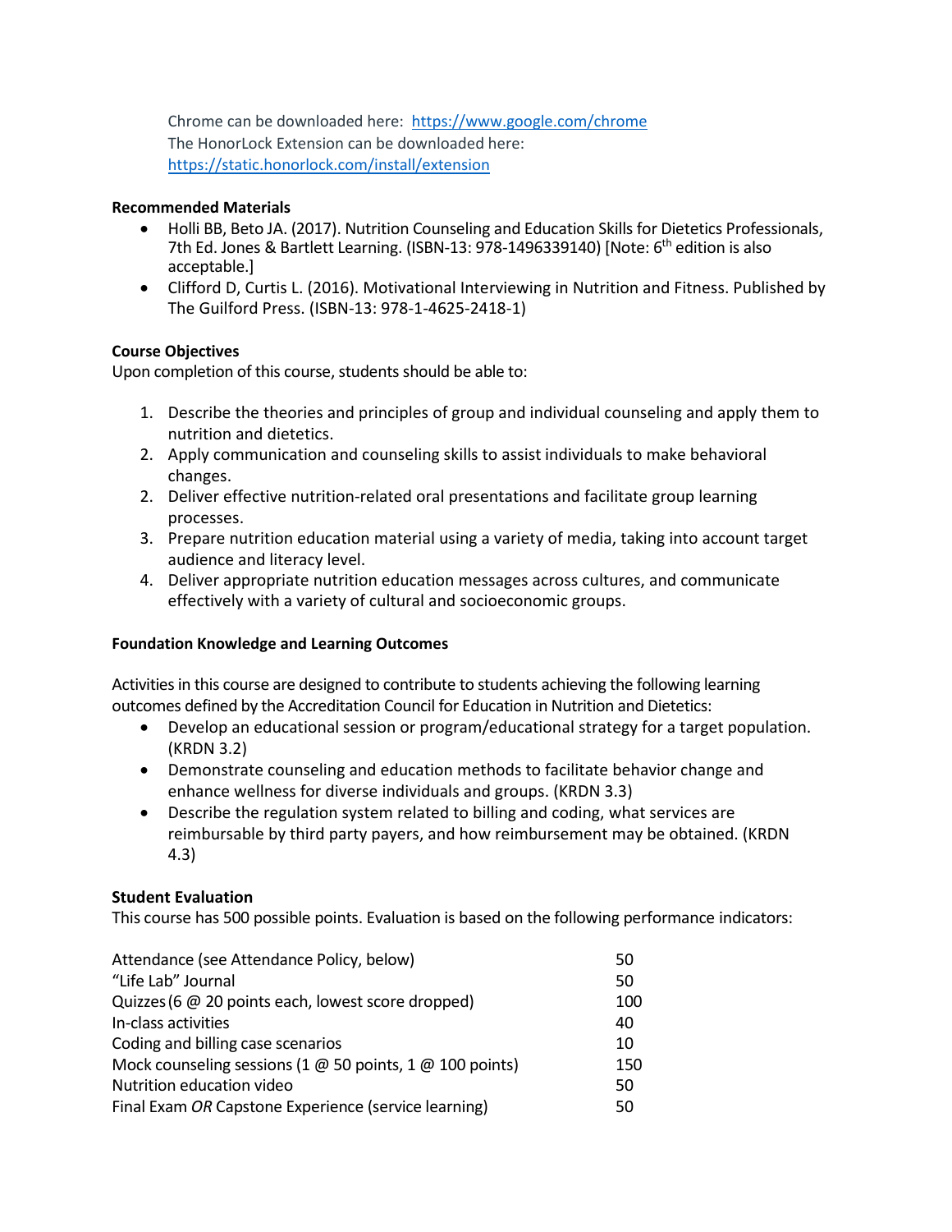Chrome can be downloaded here: https://www.google.com/chrome
The HonorLock Extension can be downloaded here:
https://static.honorlock.com/install/extension

**Recommended Materials**

- Holli BB, Beto JA. (2017). Nutrition Counseling and Education Skills for Dietetics Professionals, 7th Ed. Jones & Bartlett Learning. (ISBN-13: 978-1496339140) [Note: 6th edition is also acceptable.]
- Clifford D, Curtis L. (2016). Motivational Interviewing in Nutrition and Fitness. Published by The Guilford Press. (ISBN-13: 978-1-4625-2418-1)

**Course Objectives**

Upon completion of this course, students should be able to:

1. Describe the theories and principles of group and individual counseling and apply them to nutrition and dietetics.
2. Apply communication and counseling skills to assist individuals to make behavioral changes.
2. Deliver effective nutrition-related oral presentations and facilitate group learning processes.
3. Prepare nutrition education material using a variety of media, taking into account target audience and literacy level.
4. Deliver appropriate nutrition education messages across cultures, and communicate effectively with a variety of cultural and socioeconomic groups.

**Foundation Knowledge and Learning Outcomes**

Activities in this course are designed to contribute to students achieving the following learning outcomes defined by the Accreditation Council for Education in Nutrition and Dietetics:

- Develop an educational session or program/educational strategy for a target population. (KRDN 3.2)
- Demonstrate counseling and education methods to facilitate behavior change and enhance wellness for diverse individuals and groups. (KRDN 3.3)
- Describe the regulation system related to billing and coding, what services are reimbursable by third party payers, and how reimbursement may be obtained. (KRDN 4.3)

**Student Evaluation**

This course has 500 possible points. Evaluation is based on the following performance indicators:

| | |
|---|---|
| Attendance (see Attendance Policy, below) | 50 |
| "Life Lab" Journal | 50 |
| Quizzes (6 @ 20 points each, lowest score dropped) | 100 |
| In-class activities | 40 |
| Coding and billing case scenarios | 10 |
| Mock counseling sessions (1 @ 50 points, 1 @ 100 points) | 150 |
| Nutrition education video | 50 |
| Final Exam *OR* Capstone Experience (service learning) | 50 |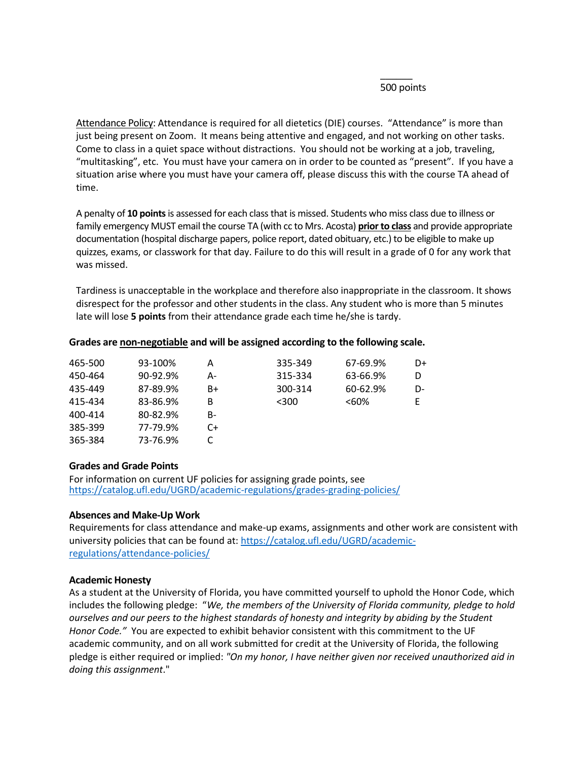500 points

Attendance Policy: Attendance is required for all dietetics (DIE) courses. "Attendance" is more than just being present on Zoom. It means being attentive and engaged, and not working on other tasks. Come to class in a quiet space without distractions. You should not be working at a job, traveling, "multitasking", etc. You must have your camera on in order to be counted as "present". If you have a situation arise where you must have your camera off, please discuss this with the course TA ahead of time.

A penalty of **10 points** is assessed for each class that is missed. Students who miss class due to illness or family emergency MUST email the course TA (with cc to Mrs. Acosta) **prior to class** and provide appropriate documentation (hospital discharge papers, police report, dated obituary, etc.) to be eligible to make up quizzes, exams, or classwork for that day. Failure to do this will result in a grade of 0 for any work that was missed.

Tardiness is unacceptable in the workplace and therefore also inappropriate in the classroom. It shows disrespect for the professor and other students in the class. Any student who is more than 5 minutes late will lose **5 points** from their attendance grade each time he/she is tardy.

**Grades are non-negotiable and will be assigned according to the following scale.**

| Points | Percent | Grade | Points | Percent | Grade |
|---|---|---|---|---|---|
| 465-500 | 93-100% | A | 335-349 | 67-69.9% | D+ |
| 450-464 | 90-92.9% | A- | 315-334 | 63-66.9% | D |
| 435-449 | 87-89.9% | B+ | 300-314 | 60-62.9% | D- |
| 415-434 | 83-86.9% | B | <300 | <60% | E |
| 400-414 | 80-82.9% | B- | | | |
| 385-399 | 77-79.9% | C+ | | | |
| 365-384 | 73-76.9% | C | | | |

**Grades and Grade Points**
For information on current UF policies for assigning grade points, see https://catalog.ufl.edu/UGRD/academic-regulations/grades-grading-policies/

**Absences and Make-Up Work**
Requirements for class attendance and make-up exams, assignments and other work are consistent with university policies that can be found at: https://catalog.ufl.edu/UGRD/academic-regulations/attendance-policies/

**Academic Honesty**
As a student at the University of Florida, you have committed yourself to uphold the Honor Code, which includes the following pledge: "*We, the members of the University of Florida community, pledge to hold ourselves and our peers to the highest standards of honesty and integrity by abiding by the Student Honor Code.*" You are expected to exhibit behavior consistent with this commitment to the UF academic community, and on all work submitted for credit at the University of Florida, the following pledge is either required or implied: *"On my honor, I have neither given nor received unauthorized aid in doing this assignment*."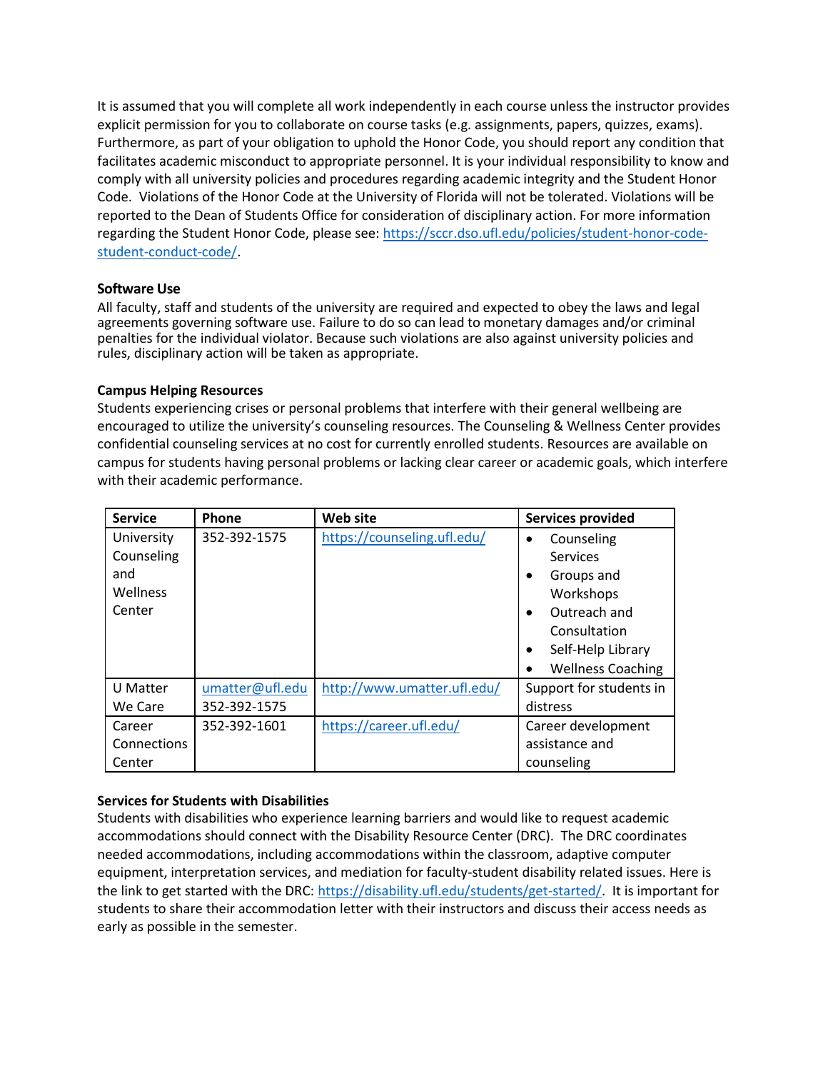It is assumed that you will complete all work independently in each course unless the instructor provides explicit permission for you to collaborate on course tasks (e.g. assignments, papers, quizzes, exams). Furthermore, as part of your obligation to uphold the Honor Code, you should report any condition that facilitates academic misconduct to appropriate personnel. It is your individual responsibility to know and comply with all university policies and procedures regarding academic integrity and the Student Honor Code. Violations of the Honor Code at the University of Florida will not be tolerated. Violations will be reported to the Dean of Students Office for consideration of disciplinary action. For more information regarding the Student Honor Code, please see: https://sccr.dso.ufl.edu/policies/student-honor-code-student-conduct-code/.

**Software Use**

All faculty, staff and students of the university are required and expected to obey the laws and legal agreements governing software use. Failure to do so can lead to monetary damages and/or criminal penalties for the individual violator. Because such violations are also against university policies and rules, disciplinary action will be taken as appropriate.

**Campus Helping Resources**

Students experiencing crises or personal problems that interfere with their general wellbeing are encouraged to utilize the university's counseling resources. The Counseling & Wellness Center provides confidential counseling services at no cost for currently enrolled students. Resources are available on campus for students having personal problems or lacking clear career or academic goals, which interfere with their academic performance.

| Service | Phone | Web site | Services provided |
|---|---|---|---|
| University Counseling and Wellness Center | 352-392-1575 | https://counseling.ufl.edu/ | • Counseling Services<br>• Groups and Workshops<br>• Outreach and Consultation<br>• Self-Help Library<br>• Wellness Coaching |
| U Matter We Care | umatter@ufl.edu<br>352-392-1575 | http://www.umatter.ufl.edu/ | Support for students in distress |
| Career Connections Center | 352-392-1601 | https://career.ufl.edu/ | Career development assistance and counseling |

**Services for Students with Disabilities**

Students with disabilities who experience learning barriers and would like to request academic accommodations should connect with the Disability Resource Center (DRC). The DRC coordinates needed accommodations, including accommodations within the classroom, adaptive computer equipment, interpretation services, and mediation for faculty-student disability related issues. Here is the link to get started with the DRC: https://disability.ufl.edu/students/get-started/. It is important for students to share their accommodation letter with their instructors and discuss their access needs as early as possible in the semester.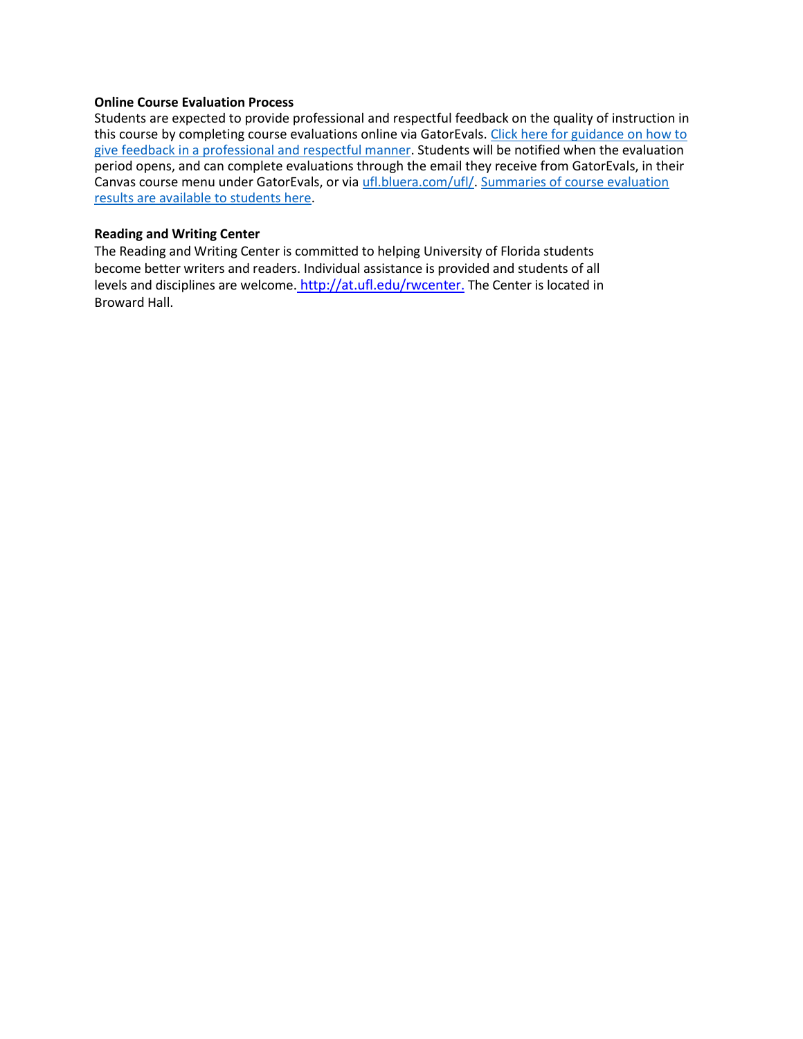**Online Course Evaluation Process**

Students are expected to provide professional and respectful feedback on the quality of instruction in this course by completing course evaluations online via GatorEvals. Click here for guidance on how to give feedback in a professional and respectful manner. Students will be notified when the evaluation period opens, and can complete evaluations through the email they receive from GatorEvals, in their Canvas course menu under GatorEvals, or via ufl.bluera.com/ufl/. Summaries of course evaluation results are available to students here.

**Reading and Writing Center**

The Reading and Writing Center is committed to helping University of Florida students become better writers and readers. Individual assistance is provided and students of all levels and disciplines are welcome. http://at.ufl.edu/rwcenter. The Center is located in Broward Hall.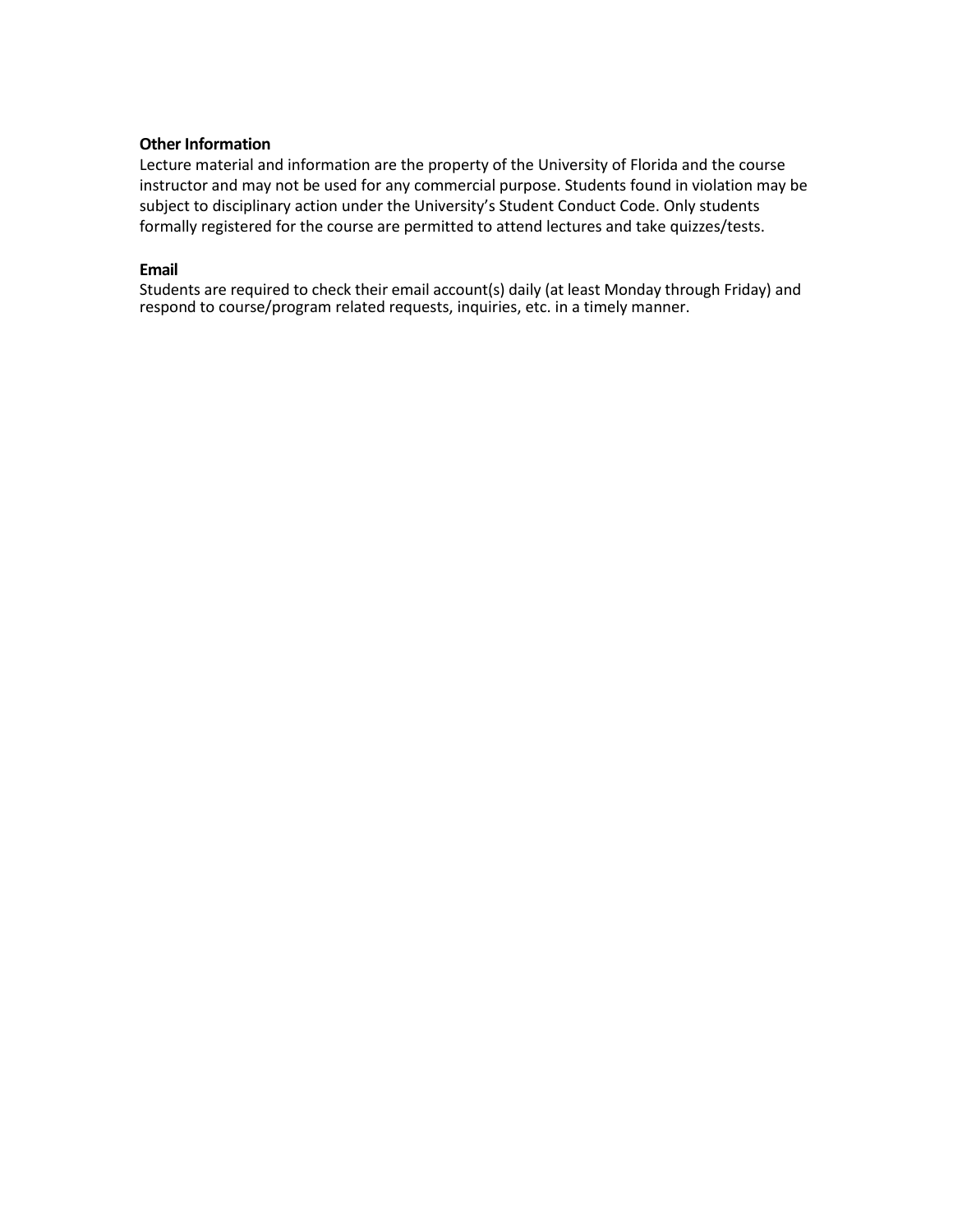**Other Information**

Lecture material and information are the property of the University of Florida and the course instructor and may not be used for any commercial purpose. Students found in violation may be subject to disciplinary action under the University's Student Conduct Code. Only students formally registered for the course are permitted to attend lectures and take quizzes/tests.

**Email**

Students are required to check their email account(s) daily (at least Monday through Friday) and respond to course/program related requests, inquiries, etc. in a timely manner.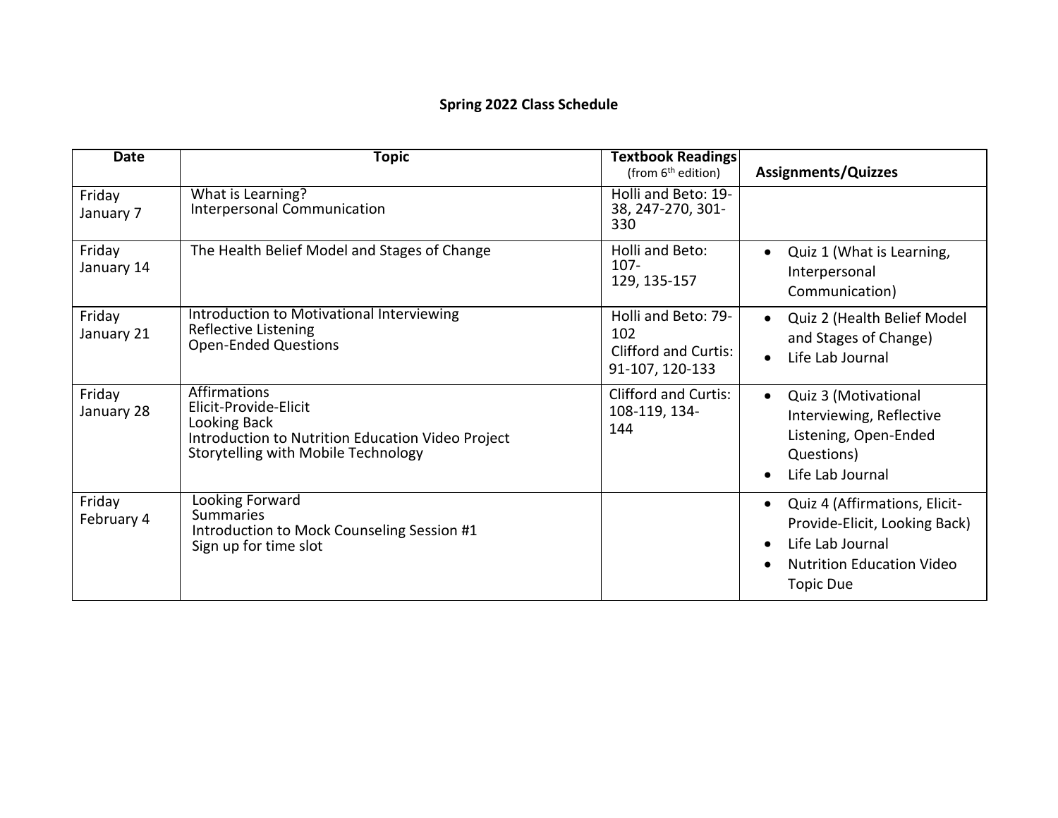**Spring 2022 Class Schedule**

| Date | Topic | Textbook Readings (from 6th edition) | Assignments/Quizzes |
|---|---|---|---|
| Friday January 7 | What is Learning?<br>Interpersonal Communication | Holli and Beto: 19-38, 247-270, 301-330 | |
| Friday January 14 | The Health Belief Model and Stages of Change | Holli and Beto: 107-129, 135-157 | • Quiz 1 (What is Learning, Interpersonal Communication) |
| Friday January 21 | Introduction to Motivational Interviewing<br>Reflective Listening<br>Open-Ended Questions | Holli and Beto: 79-102<br>Clifford and Curtis: 91-107, 120-133 | • Quiz 2 (Health Belief Model and Stages of Change)<br>• Life Lab Journal |
| Friday January 28 | Affirmations<br>Elicit-Provide-Elicit<br>Looking Back<br>Introduction to Nutrition Education Video Project<br>Storytelling with Mobile Technology | Clifford and Curtis: 108-119, 134-144 | • Quiz 3 (Motivational Interviewing, Reflective Listening, Open-Ended Questions)<br>• Life Lab Journal |
| Friday February 4 | Looking Forward<br>Summaries<br>Introduction to Mock Counseling Session #1<br>Sign up for time slot | | • Quiz 4 (Affirmations, Elicit-Provide-Elicit, Looking Back)<br>• Life Lab Journal<br>• Nutrition Education Video Topic Due |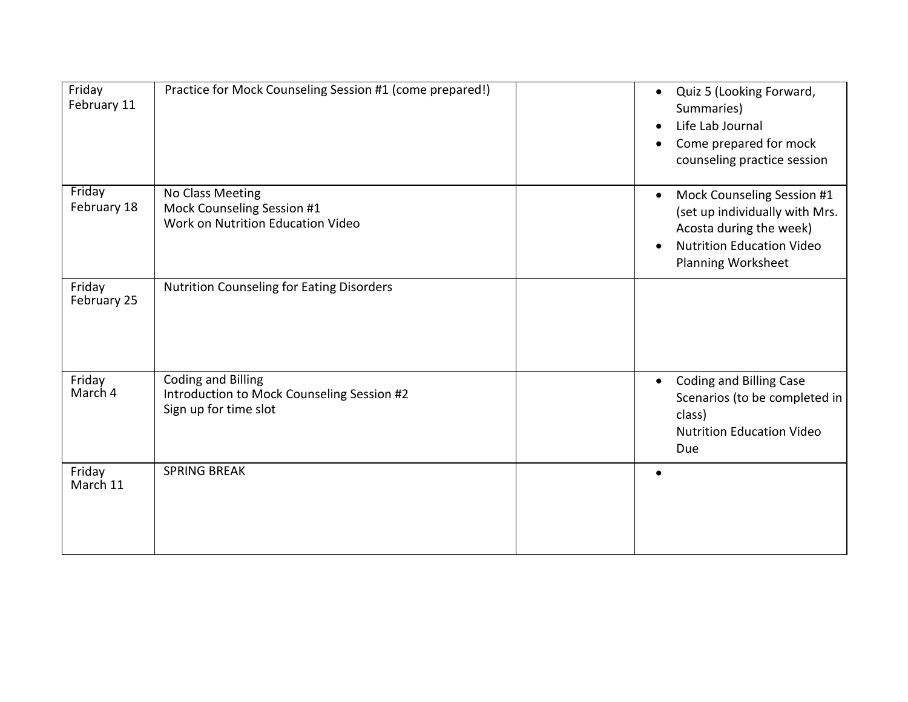| Friday February 11 | Practice for Mock Counseling Session #1 (come prepared!) | | • Quiz 5 (Looking Forward, Summaries)<br>• Life Lab Journal<br>• Come prepared for mock counseling practice session |
|---|---|---|---|
| Friday February 18 | No Class Meeting<br>Mock Counseling Session #1<br>Work on Nutrition Education Video | | • Mock Counseling Session #1 (set up individually with Mrs. Acosta during the week)<br>• Nutrition Education Video Planning Worksheet |
| Friday February 25 | Nutrition Counseling for Eating Disorders | | |
| Friday March 4 | Coding and Billing<br>Introduction to Mock Counseling Session #2<br>Sign up for time slot | | • Coding and Billing Case Scenarios (to be completed in class)<br>Nutrition Education Video Due |
| Friday March 11 | SPRING BREAK | | • |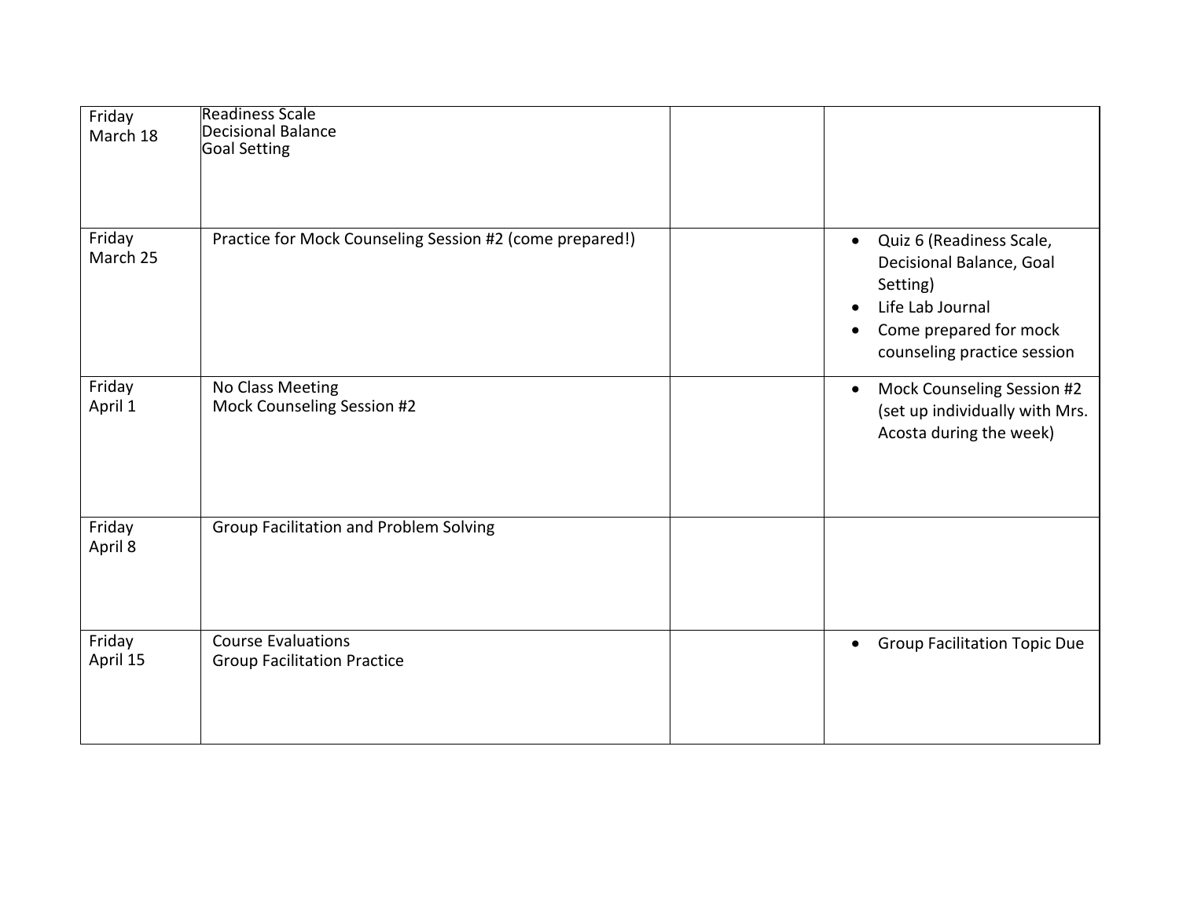| | | | |
|---|---|---|---|
| Friday<br>March 18 | Readiness Scale<br>Decisional Balance<br>Goal Setting | | |
| Friday<br>March 25 | Practice for Mock Counseling Session #2 (come prepared!) | | • Quiz 6 (Readiness Scale, Decisional Balance, Goal Setting)<br>• Life Lab Journal<br>• Come prepared for mock counseling practice session |
| Friday<br>April 1 | No Class Meeting<br>Mock Counseling Session #2 | | • Mock Counseling Session #2 (set up individually with Mrs. Acosta during the week) |
| Friday<br>April 8 | Group Facilitation and Problem Solving | | |
| Friday<br>April 15 | Course Evaluations<br>Group Facilitation Practice | | • Group Facilitation Topic Due |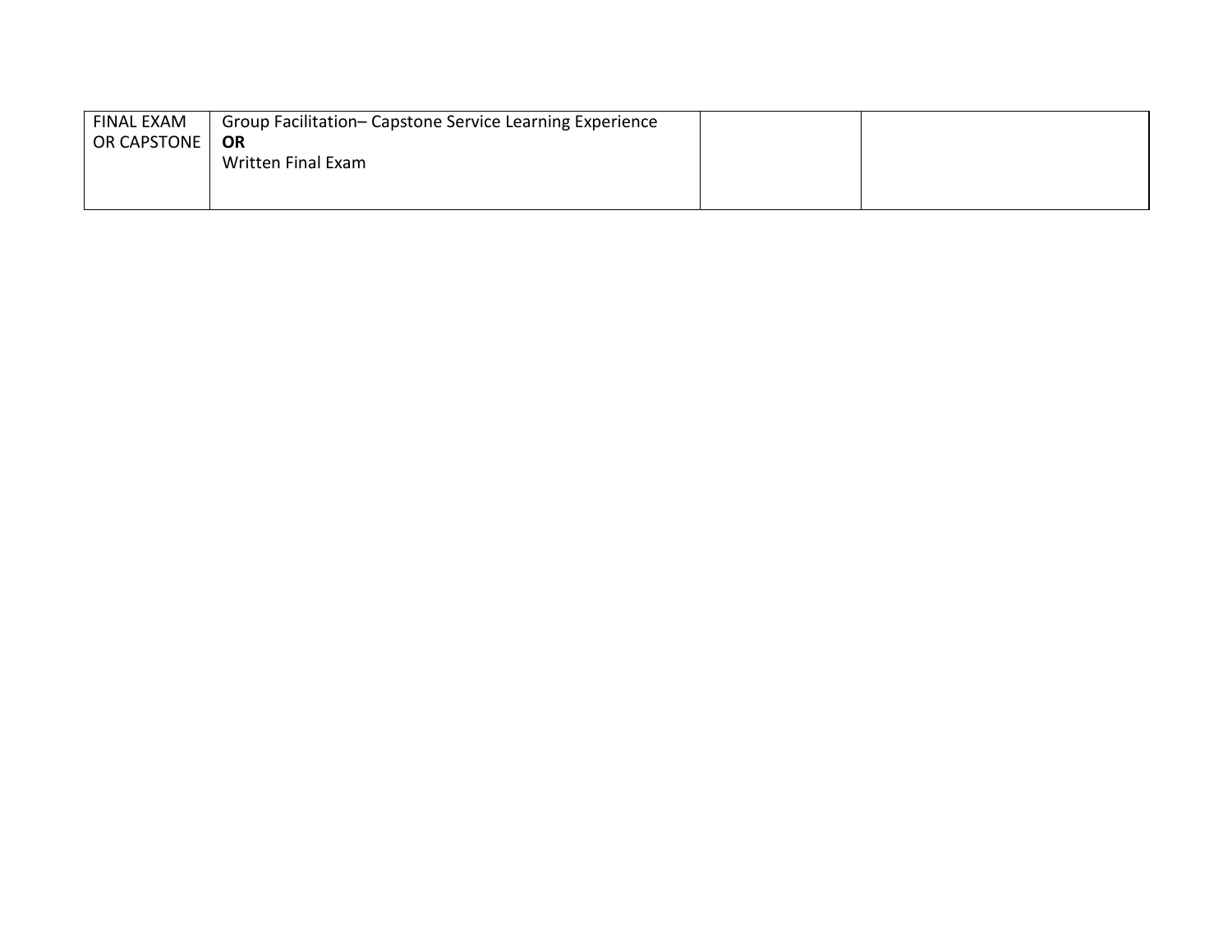| | | | |
|---|---|---|---|
| FINAL EXAM OR CAPSTONE | Group Facilitation– Capstone Service Learning Experience<br>**OR**<br>Written Final Exam | | |